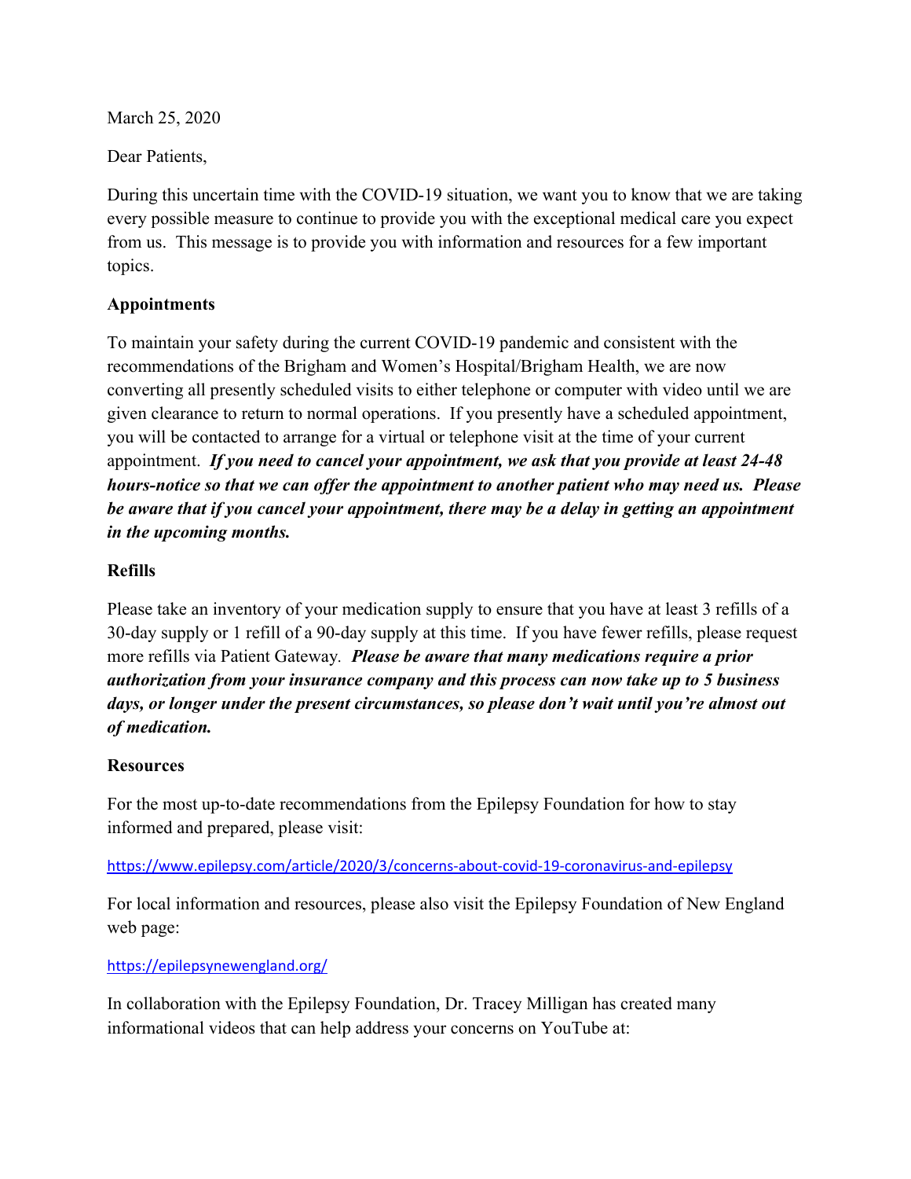March 25, 2020

Dear Patients,

During this uncertain time with the COVID-19 situation, we want you to know that we are taking every possible measure to continue to provide you with the exceptional medical care you expect from us. This message is to provide you with information and resources for a few important topics.

**Appointments**

To maintain your safety during the current COVID-19 pandemic and consistent with the recommendations of the Brigham and Women's Hospital/Brigham Health, we are now converting all presently scheduled visits to either telephone or computer with video until we are given clearance to return to normal operations. If you presently have a scheduled appointment, you will be contacted to arrange for a virtual or telephone visit at the time of your current appointment. ***If you need to cancel your appointment, we ask that you provide at least 24-48 hours-notice so that we can offer the appointment to another patient who may need us. Please be aware that if you cancel your appointment, there may be a delay in getting an appointment in the upcoming months.***

**Refills**

Please take an inventory of your medication supply to ensure that you have at least 3 refills of a 30-day supply or 1 refill of a 90-day supply at this time. If you have fewer refills, please request more refills via Patient Gateway. ***Please be aware that many medications require a prior authorization from your insurance company and this process can now take up to 5 business days, or longer under the present circumstances, so please don't wait until you're almost out of medication.***

**Resources**

For the most up-to-date recommendations from the Epilepsy Foundation for how to stay informed and prepared, please visit:

https://www.epilepsy.com/article/2020/3/concerns-about-covid-19-coronavirus-and-epilepsy

For local information and resources, please also visit the Epilepsy Foundation of New England web page:

https://epilepsynewengland.org/

In collaboration with the Epilepsy Foundation, Dr. Tracey Milligan has created many informational videos that can help address your concerns on YouTube at: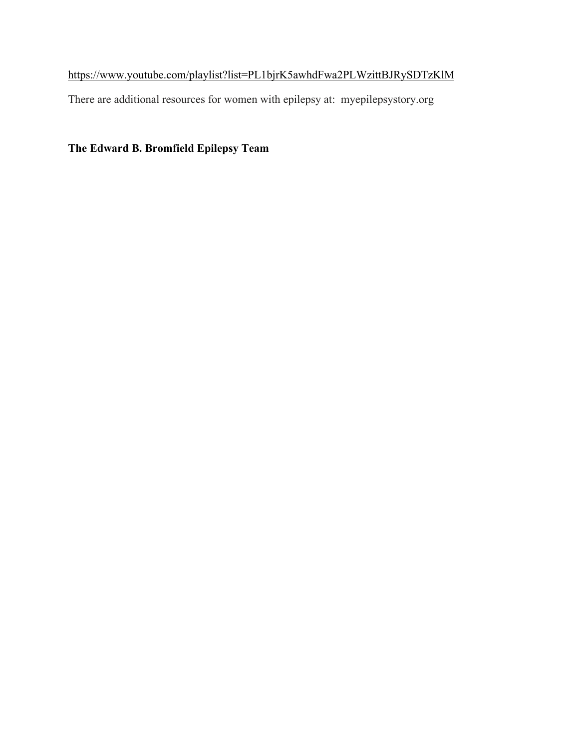https://www.youtube.com/playlist?list=PL1bjrK5awhdFwa2PLWzittBJRySDTzKlM

There are additional resources for women with epilepsy at: myepilepsystory.org

**The Edward B. Bromfield Epilepsy Team**